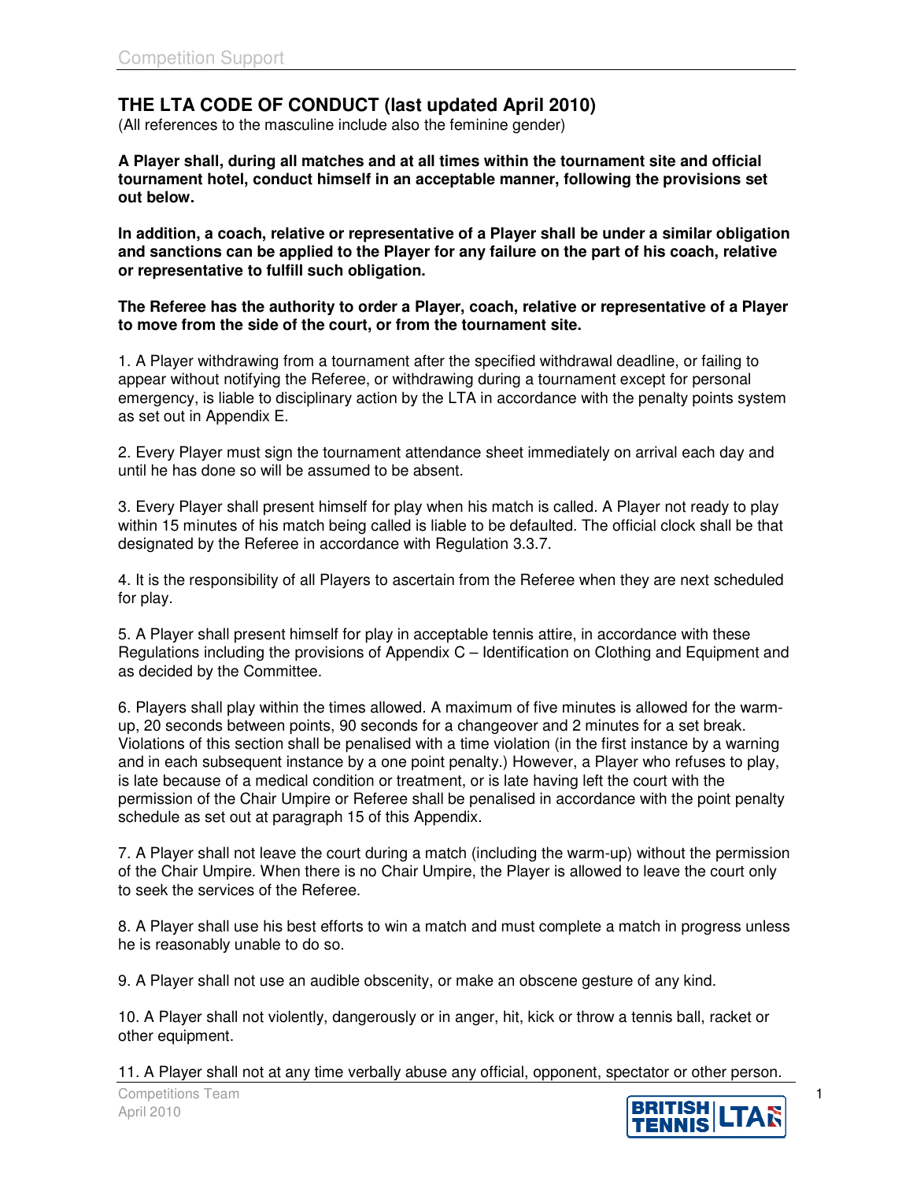# THE LTA CODE OF CONDUCT (last updated April 2010)

(All references to the masculine include also the feminine gender)

**A Player shall, during all matches and at all times within the tournament site and official tournament hotel, conduct himself in an acceptable manner, following the provisions set out below.**

**In addition, a coach, relative or representative of a Player shall be under a similar obligation and sanctions can be applied to the Player for any failure on the part of his coach, relative or representative to fulfill such obligation.**

**The Referee has the authority to order a Player, coach, relative or representative of a Player to move from the side of the court, or from the tournament site.**

1. A Player withdrawing from a tournament after the specified withdrawal deadline, or failing to appear without notifying the Referee, or withdrawing during a tournament except for personal emergency, is liable to disciplinary action by the LTA in accordance with the penalty points system as set out in Appendix E.

2. Every Player must sign the tournament attendance sheet immediately on arrival each day and until he has done so will be assumed to be absent.

3. Every Player shall present himself for play when his match is called. A Player not ready to play within 15 minutes of his match being called is liable to be defaulted. The official clock shall be that designated by the Referee in accordance with Regulation 3.3.7.

4. It is the responsibility of all Players to ascertain from the Referee when they are next scheduled for play.

5. A Player shall present himself for play in acceptable tennis attire, in accordance with these Regulations including the provisions of Appendix C – Identification on Clothing and Equipment and as decided by the Committee.

6. Players shall play within the times allowed. A maximum of five minutes is allowed for the warm-up, 20 seconds between points, 90 seconds for a changeover and 2 minutes for a set break. Violations of this section shall be penalised with a time violation (in the first instance by a warning and in each subsequent instance by a one point penalty.) However, a Player who refuses to play, is late because of a medical condition or treatment, or is late having left the court with the permission of the Chair Umpire or Referee shall be penalised in accordance with the point penalty schedule as set out at paragraph 15 of this Appendix.

7. A Player shall not leave the court during a match (including the warm-up) without the permission of the Chair Umpire. When there is no Chair Umpire, the Player is allowed to leave the court only to seek the services of the Referee.

8. A Player shall use his best efforts to win a match and must complete a match in progress unless he is reasonably unable to do so.

9. A Player shall not use an audible obscenity, or make an obscene gesture of any kind.

10. A Player shall not violently, dangerously or in anger, hit, kick or throw a tennis ball, racket or other equipment.

11. A Player shall not at any time verbally abuse any official, opponent, spectator or other person.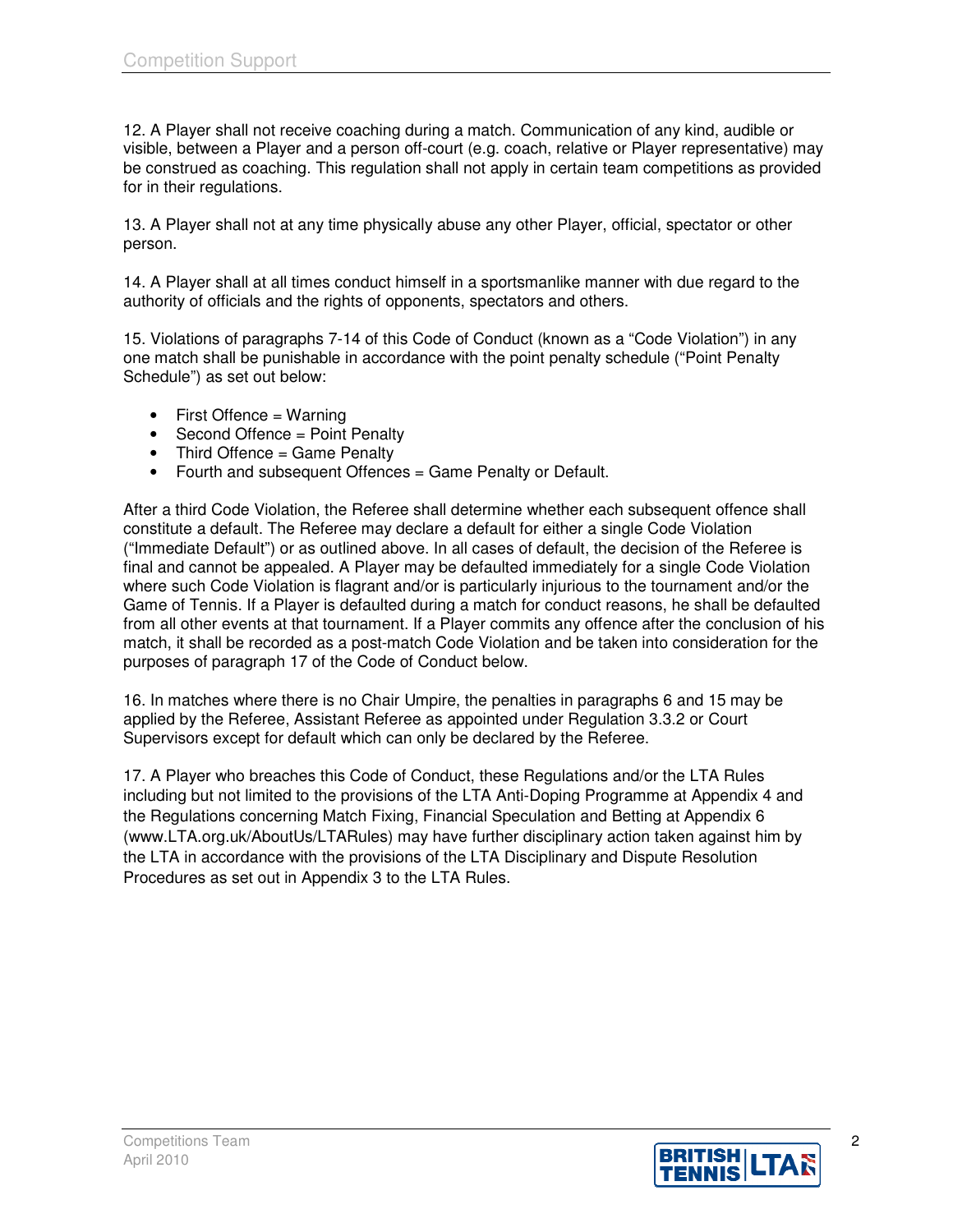12. A Player shall not receive coaching during a match. Communication of any kind, audible or visible, between a Player and a person off-court (e.g. coach, relative or Player representative) may be construed as coaching. This regulation shall not apply in certain team competitions as provided for in their regulations.

13. A Player shall not at any time physically abuse any other Player, official, spectator or other person.

14. A Player shall at all times conduct himself in a sportsmanlike manner with due regard to the authority of officials and the rights of opponents, spectators and others.

15. Violations of paragraphs 7-14 of this Code of Conduct (known as a "Code Violation") in any one match shall be punishable in accordance with the point penalty schedule ("Point Penalty Schedule") as set out below:

- First Offence = Warning
- Second Offence = Point Penalty
- Third Offence = Game Penalty
- Fourth and subsequent Offences = Game Penalty or Default.

After a third Code Violation, the Referee shall determine whether each subsequent offence shall constitute a default. The Referee may declare a default for either a single Code Violation ("Immediate Default") or as outlined above. In all cases of default, the decision of the Referee is final and cannot be appealed. A Player may be defaulted immediately for a single Code Violation where such Code Violation is flagrant and/or is particularly injurious to the tournament and/or the Game of Tennis. If a Player is defaulted during a match for conduct reasons, he shall be defaulted from all other events at that tournament. If a Player commits any offence after the conclusion of his match, it shall be recorded as a post-match Code Violation and be taken into consideration for the purposes of paragraph 17 of the Code of Conduct below.

16. In matches where there is no Chair Umpire, the penalties in paragraphs 6 and 15 may be applied by the Referee, Assistant Referee as appointed under Regulation 3.3.2 or Court Supervisors except for default which can only be declared by the Referee.

17. A Player who breaches this Code of Conduct, these Regulations and/or the LTA Rules including but not limited to the provisions of the LTA Anti-Doping Programme at Appendix 4 and the Regulations concerning Match Fixing, Financial Speculation and Betting at Appendix 6 (www.LTA.org.uk/AboutUs/LTARules) may have further disciplinary action taken against him by the LTA in accordance with the provisions of the LTA Disciplinary and Dispute Resolution Procedures as set out in Appendix 3 to the LTA Rules.